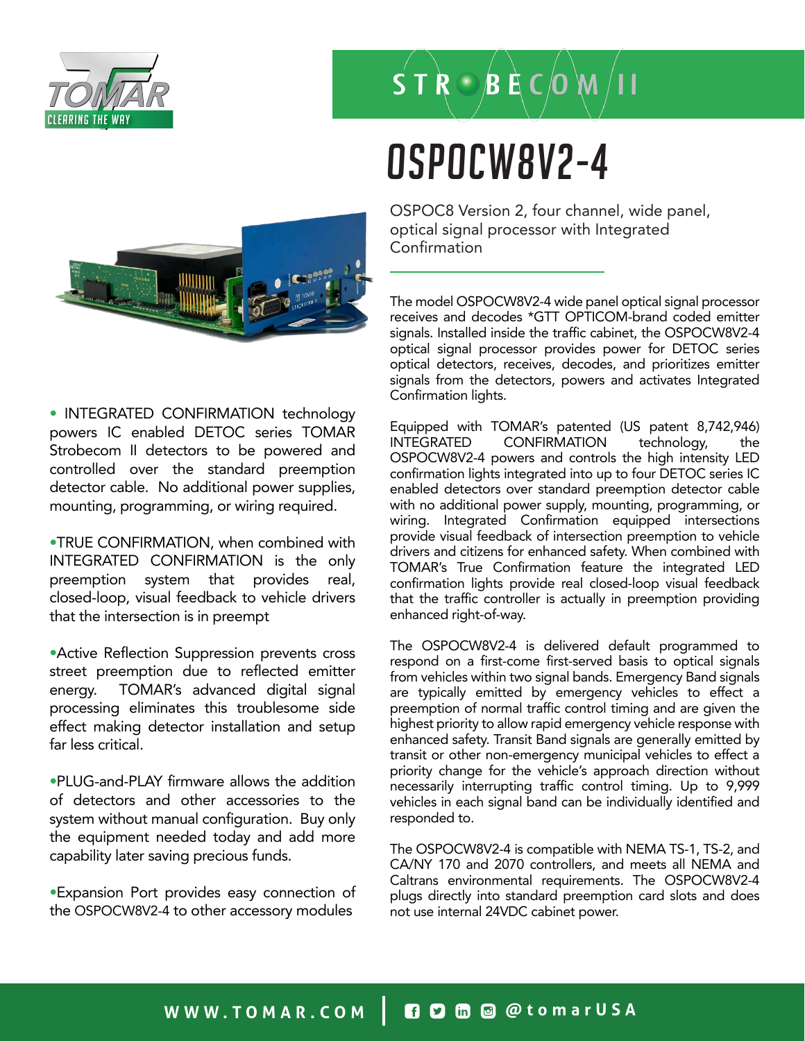# OSPOCW8V2-4

OSPOC8 Version 2, four channel, wide panel, optical signal processor with Integrated Confirmation

- INTEGRATED CONFIRMATION technology powers IC enabled DETOC series TOMAR Strobecom II detectors to be powered and controlled over the standard preemption detector cable. No additional power supplies, mounting, programming, or wiring required.

- TRUE CONFIRMATION, when combined with INTEGRATED CONFIRMATION is the only preemption system that provides real, closed-loop, visual feedback to vehicle drivers that the intersection is in preempt

- Active Reflection Suppression prevents cross street preemption due to reflected emitter energy. TOMAR's advanced digital signal processing eliminates this troublesome side effect making detector installation and setup far less critical.

- PLUG-and-PLAY firmware allows the addition of detectors and other accessories to the system without manual configuration. Buy only the equipment needed today and add more capability later saving precious funds.

- Expansion Port provides easy connection of the OSPOCW8V2-4 to other accessory modules

The model OSPOCW8V2-4 wide panel optical signal processor receives and decodes *GTT OPTICOM-brand coded emitter signals. Installed inside the traffic cabinet, the OSPOCW8V2-4 optical signal processor provides power for DETOC series optical detectors, receives, decodes, and prioritizes emitter signals from the detectors, powers and activates Integrated Confirmation lights.

Equipped with TOMAR's patented (US patent 8,742,946) INTEGRATED CONFIRMATION technology, the OSPOCW8V2-4 powers and controls the high intensity LED confirmation lights integrated into up to four DETOC series IC enabled detectors over standard preemption detector cable with no additional power supply, mounting, programming, or wiring. Integrated Confirmation equipped intersections provide visual feedback of intersection preemption to vehicle drivers and citizens for enhanced safety. When combined with TOMAR's True Confirmation feature the integrated LED confirmation lights provide real closed-loop visual feedback that the traffic controller is actually in preemption providing enhanced right-of-way.

The OSPOCW8V2-4 is delivered default programmed to respond on a first-come first-served basis to optical signals from vehicles within two signal bands. Emergency Band signals are typically emitted by emergency vehicles to effect a preemption of normal traffic control timing and are given the highest priority to allow rapid emergency vehicle response with enhanced safety. Transit Band signals are generally emitted by transit or other non-emergency municipal vehicles to effect a priority change for the vehicle's approach direction without necessarily interrupting traffic control timing. Up to 9,999 vehicles in each signal band can be individually identified and responded to.

The OSPOCW8V2-4 is compatible with NEMA TS-1, TS-2, and CA/NY 170 and 2070 controllers, and meets all NEMA and Caltrans environmental requirements. The OSPOCW8V2-4 plugs directly into standard preemption card slots and does not use internal 24VDC cabinet power.

WWW.TOMAR.COM | @tomarUSA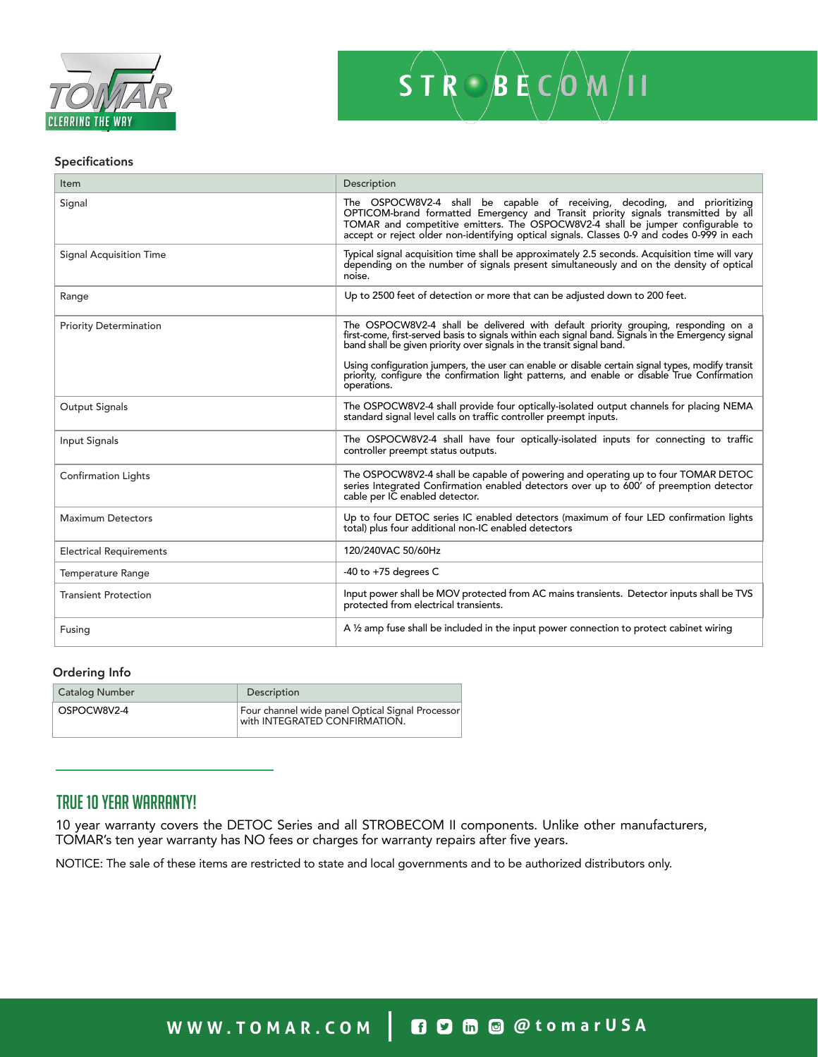## Specifications

| Item | Description |
| --- | --- |
| Signal | The OSPOCW8V2-4 shall be capable of receiving, decoding, and prioritizing OPTICOM-brand formatted Emergency and Transit priority signals transmitted by all TOMAR and competitive emitters. The OSPOCW8V2-4 shall be jumper configurable to accept or reject older non-identifying optical signals. Classes 0-9 and codes 0-999 in each |
| Signal Acquisition Time | Typical signal acquisition time shall be approximately 2.5 seconds. Acquisition time will vary depending on the number of signals present simultaneously and on the density of optical noise. |
| Range | Up to 2500 feet of detection or more that can be adjusted down to 200 feet. |
| Priority Determination | The OSPOCW8V2-4 shall be delivered with default priority grouping, responding on a first-come, first-served basis to signals within each signal band. Signals in the Emergency signal band shall be given priority over signals in the transit signal band.<br><br>Using configuration jumpers, the user can enable or disable certain signal types, modify transit priority, configure the confirmation light patterns, and enable or disable True Confirmation operations. |
| Output Signals | The OSPOCW8V2-4 shall provide four optically-isolated output channels for placing NEMA standard signal level calls on traffic controller preempt inputs. |
| Input Signals | The OSPOCW8V2-4 shall have four optically-isolated inputs for connecting to traffic controller preempt status outputs. |
| Confirmation Lights | The OSPOCW8V2-4 shall be capable of powering and operating up to four TOMAR DETOC series Integrated Confirmation enabled detectors over up to 600' of preemption detector cable per IC enabled detector. |
| Maximum Detectors | Up to four DETOC series IC enabled detectors (maximum of four LED confirmation lights total) plus four additional non-IC enabled detectors |
| Electrical Requirements | 120/240VAC 50/60Hz |
| Temperature Range | -40 to +75 degrees C |
| Transient Protection | Input power shall be MOV protected from AC mains transients. Detector inputs shall be TVS protected from electrical transients. |
| Fusing | A ½ amp fuse shall be included in the input power connection to protect cabinet wiring |

## Ordering Info

| Catalog Number | Description |
| --- | --- |
| OSPOCW8V2-4 | Four channel wide panel Optical Signal Processor with INTEGRATED CONFIRMATION. |

## TRUE 10 YEAR WARRANTY!

10 year warranty covers the DETOC Series and all STROBECOM II components. Unlike other manufacturers, TOMAR's ten year warranty has NO fees or charges for warranty repairs after five years.

NOTICE: The sale of these items are restricted to state and local governments and to be authorized distributors only.